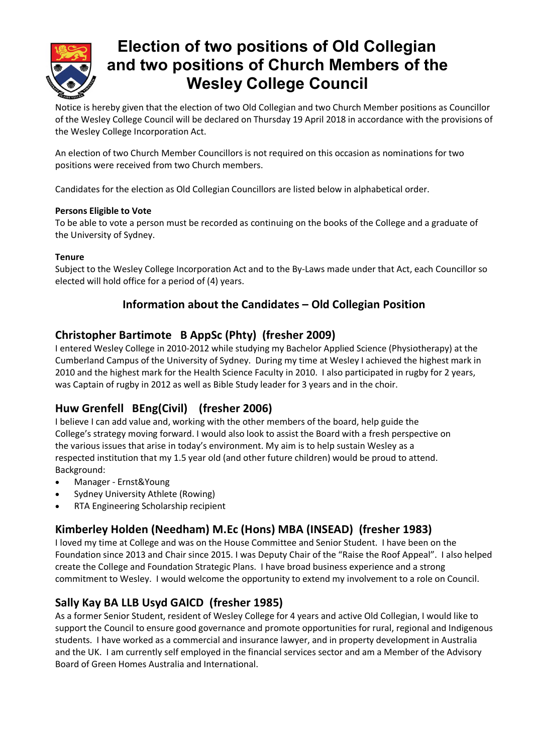# Election of two positions of Old Collegian and two positions of Church Members of the Wesley College Council

Notice is hereby given that the election of two Old Collegian and two Church Member positions as Councillor of the Wesley College Council will be declared on Thursday 19 April 2018 in accordance with the provisions of the Wesley College Incorporation Act.

An election of two Church Member Councillors is not required on this occasion as nominations for two positions were received from two Church members.

Candidates for the election as Old Collegian Councillors are listed below in alphabetical order.

**Persons Eligible to Vote**

To be able to vote a person must be recorded as continuing on the books of the College and a graduate of the University of Sydney.

**Tenure**

Subject to the Wesley College Incorporation Act and to the By-Laws made under that Act, each Councillor so elected will hold office for a period of (4) years.

## Information about the Candidates – Old Collegian Position

### Christopher Bartimote B AppSc (Phty) (fresher 2009)

I entered Wesley College in 2010-2012 while studying my Bachelor Applied Science (Physiotherapy) at the Cumberland Campus of the University of Sydney. During my time at Wesley I achieved the highest mark in 2010 and the highest mark for the Health Science Faculty in 2010. I also participated in rugby for 2 years, was Captain of rugby in 2012 as well as Bible Study leader for 3 years and in the choir.

### Huw Grenfell BEng(Civil) (fresher 2006)

I believe I can add value and, working with the other members of the board, help guide the College's strategy moving forward. I would also look to assist the Board with a fresh perspective on the various issues that arise in today's environment. My aim is to help sustain Wesley as a respected institution that my 1.5 year old (and other future children) would be proud to attend.

Background:

- Manager - Ernst&Young
- Sydney University Athlete (Rowing)
- RTA Engineering Scholarship recipient

### Kimberley Holden (Needham) M.Ec (Hons) MBA (INSEAD) (fresher 1983)

I loved my time at College and was on the House Committee and Senior Student. I have been on the Foundation since 2013 and Chair since 2015. I was Deputy Chair of the "Raise the Roof Appeal". I also helped create the College and Foundation Strategic Plans. I have broad business experience and a strong commitment to Wesley. I would welcome the opportunity to extend my involvement to a role on Council.

### Sally Kay BA LLB Usyd GAICD (fresher 1985)

As a former Senior Student, resident of Wesley College for 4 years and active Old Collegian, I would like to support the Council to ensure good governance and promote opportunities for rural, regional and Indigenous students. I have worked as a commercial and insurance lawyer, and in property development in Australia and the UK. I am currently self employed in the financial services sector and am a Member of the Advisory Board of Green Homes Australia and International.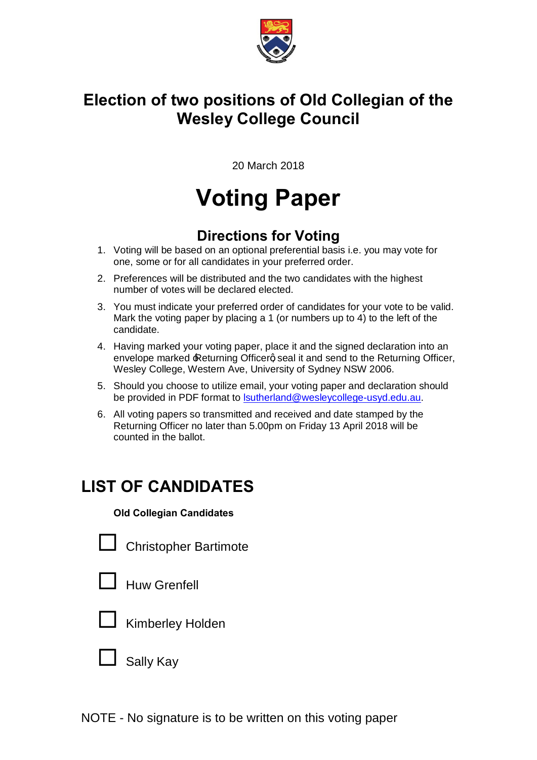# Election of two positions of Old Collegian of the Wesley College Council

20 March 2018

# Voting Paper

## Directions for Voting

1. Voting will be based on an optional preferential basis i.e. you may vote for one, some or for all candidates in your preferred order.
2. Preferences will be distributed and the two candidates with the highest number of votes will be declared elected.
3. You must indicate your preferred order of candidates for your vote to be valid. Mark the voting paper by placing a 1 (or numbers up to 4) to the left of the candidate.
4. Having marked your voting paper, place it and the signed declaration into an envelope marked 'Returning Officer', seal it and send to the Returning Officer, Wesley College, Western Ave, University of Sydney NSW 2006.
5. Should you choose to utilize email, your voting paper and declaration should be provided in PDF format to lsutherland@wesleycollege-usyd.edu.au.
6. All voting papers so transmitted and received and date stamped by the Returning Officer no later than 5.00pm on Friday 13 April 2018 will be counted in the ballot.

## LIST OF CANDIDATES

**Old Collegian Candidates**

☐ Christopher Bartimote

☐ Huw Grenfell

☐ Kimberley Holden

☐ Sally Kay

NOTE - No signature is to be written on this voting paper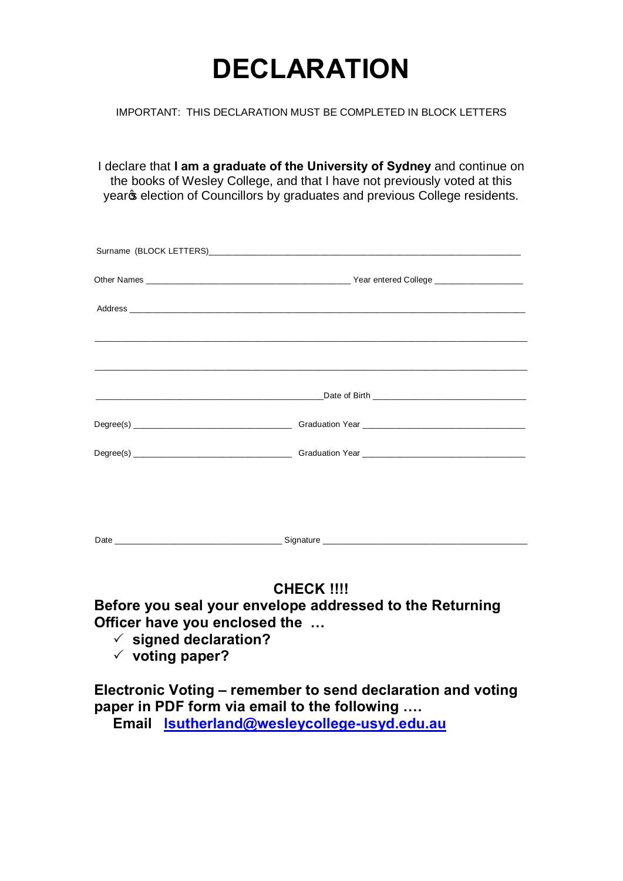# DECLARATION

IMPORTANT: THIS DECLARATION MUST BE COMPLETED IN BLOCK LETTERS

I declare that **I am a graduate of the University of Sydney** and continue on the books of Wesley College, and that I have not previously voted at this year's election of Councillors by graduates and previous College residents.

Surname (BLOCK LETTERS)\_\_\_\_\_\_\_\_\_\_\_\_\_\_\_\_\_\_\_\_\_\_\_\_\_\_\_\_\_\_\_\_\_\_\_\_\_\_\_\_

Other Names \_\_\_\_\_\_\_\_\_\_\_\_\_\_\_\_\_\_\_\_\_\_\_\_\_\_\_\_ Year entered College \_\_\_\_\_\_\_\_\_\_\_\_

Address \_\_\_\_\_\_\_\_\_\_\_\_\_\_\_\_\_\_\_\_\_\_\_\_\_\_\_\_\_\_\_\_\_\_\_\_\_\_\_\_\_\_\_\_\_\_\_\_\_\_\_\_

\_\_\_\_\_\_\_\_\_\_\_\_\_\_\_\_\_\_\_\_\_\_\_\_\_\_\_\_\_\_\_\_\_\_\_\_\_\_\_\_\_\_\_\_\_\_\_\_\_\_\_\_\_\_\_\_\_\_\_\_

\_\_\_\_\_\_\_\_\_\_\_\_\_\_\_\_\_\_\_\_\_\_\_\_\_\_\_\_\_\_\_\_\_\_\_\_\_\_\_\_\_\_\_\_\_\_\_\_\_\_\_\_\_\_\_\_\_\_\_\_

\_\_\_\_\_\_\_\_\_\_\_\_\_\_\_\_\_\_\_\_\_\_\_\_\_\_\_\_\_\_\_\_ Date of Birth \_\_\_\_\_\_\_\_\_\_\_\_\_\_\_\_\_\_\_\_\_\_

Degree(s) \_\_\_\_\_\_\_\_\_\_\_\_\_\_\_\_\_\_\_\_\_\_ Graduation Year \_\_\_\_\_\_\_\_\_\_\_\_\_\_\_\_\_\_\_\_\_\_

Degree(s) \_\_\_\_\_\_\_\_\_\_\_\_\_\_\_\_\_\_\_\_\_\_ Graduation Year \_\_\_\_\_\_\_\_\_\_\_\_\_\_\_\_\_\_\_\_\_\_

Date \_\_\_\_\_\_\_\_\_\_\_\_\_\_\_\_\_\_\_\_\_\_\_\_ Signature \_\_\_\_\_\_\_\_\_\_\_\_\_\_\_\_\_\_\_\_\_\_\_\_\_\_\_\_\_\_

**CHECK !!!!**

**Before you seal your envelope addressed to the Returning Officer have you enclosed the …**

- ✓ **signed declaration?**
- ✓ **voting paper?**

**Electronic Voting – remember to send declaration and voting paper in PDF form via email to the following ….**

**Email [lsutherland@wesleycollege-usyd.edu.au](mailto:lsutherland@wesleycollege-usyd.edu.au)**